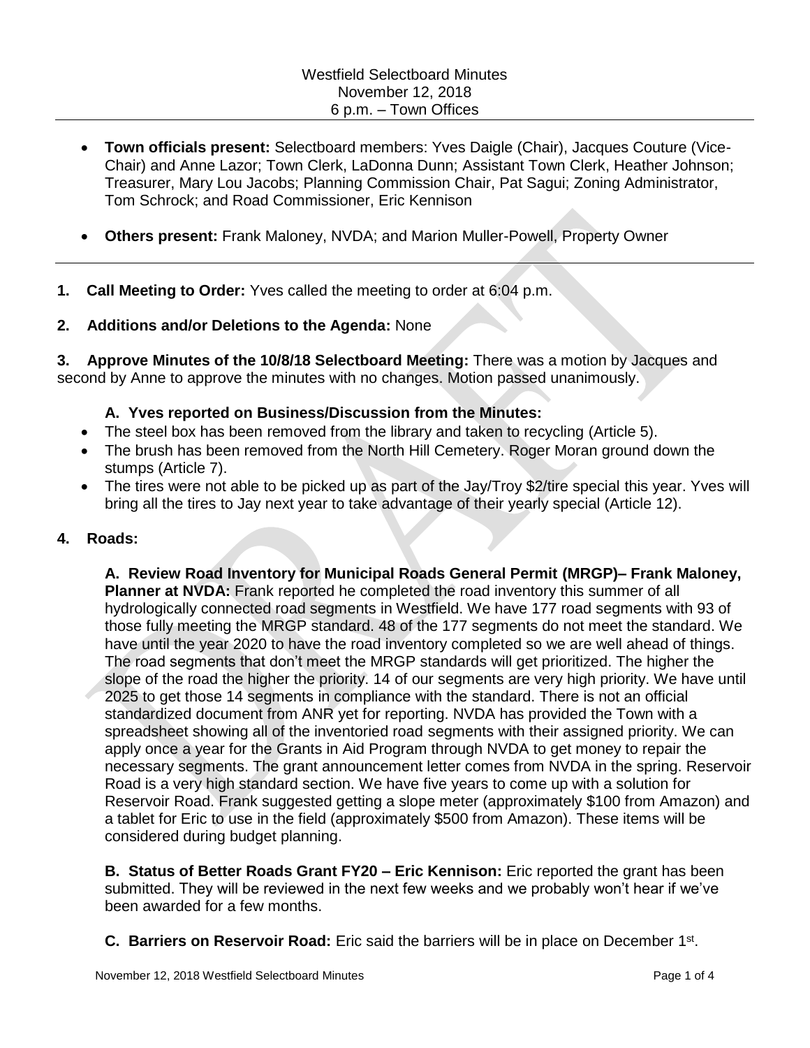Westfield Selectboard Minutes
November 12, 2018
6 p.m. – Town Offices

- **Town officials present:** Selectboard members: Yves Daigle (Chair), Jacques Couture (Vice-Chair) and Anne Lazor; Town Clerk, LaDonna Dunn; Assistant Town Clerk, Heather Johnson; Treasurer, Mary Lou Jacobs; Planning Commission Chair, Pat Sagui; Zoning Administrator, Tom Schrock; and Road Commissioner, Eric Kennison

- **Others present:** Frank Maloney, NVDA; and Marion Muller-Powell, Property Owner

---

**1. Call Meeting to Order:** Yves called the meeting to order at 6:04 p.m.

**2. Additions and/or Deletions to the Agenda:** None

**3. Approve Minutes of the 10/8/18 Selectboard Meeting:** There was a motion by Jacques and second by Anne to approve the minutes with no changes. Motion passed unanimously.

**A. Yves reported on Business/Discussion from the Minutes:**

- The steel box has been removed from the library and taken to recycling (Article 5).
- The brush has been removed from the North Hill Cemetery. Roger Moran ground down the stumps (Article 7).
- The tires were not able to be picked up as part of the Jay/Troy $2/tire special this year. Yves will bring all the tires to Jay next year to take advantage of their yearly special (Article 12).

**4. Roads:**

**A. Review Road Inventory for Municipal Roads General Permit (MRGP)– Frank Maloney, Planner at NVDA:** Frank reported he completed the road inventory this summer of all hydrologically connected road segments in Westfield. We have 177 road segments with 93 of those fully meeting the MRGP standard. 48 of the 177 segments do not meet the standard. We have until the year 2020 to have the road inventory completed so we are well ahead of things. The road segments that don't meet the MRGP standards will get prioritized. The higher the slope of the road the higher the priority. 14 of our segments are very high priority. We have until 2025 to get those 14 segments in compliance with the standard. There is not an official standardized document from ANR yet for reporting. NVDA has provided the Town with a spreadsheet showing all of the inventoried road segments with their assigned priority. We can apply once a year for the Grants in Aid Program through NVDA to get money to repair the necessary segments. The grant announcement letter comes from NVDA in the spring. Reservoir Road is a very high standard section. We have five years to come up with a solution for Reservoir Road. Frank suggested getting a slope meter (approximately $100 from Amazon) and a tablet for Eric to use in the field (approximately $500 from Amazon). These items will be considered during budget planning.

**B. Status of Better Roads Grant FY20 – Eric Kennison:** Eric reported the grant has been submitted. They will be reviewed in the next few weeks and we probably won't hear if we've been awarded for a few months.

**C. Barriers on Reservoir Road:** Eric said the barriers will be in place on December 1st.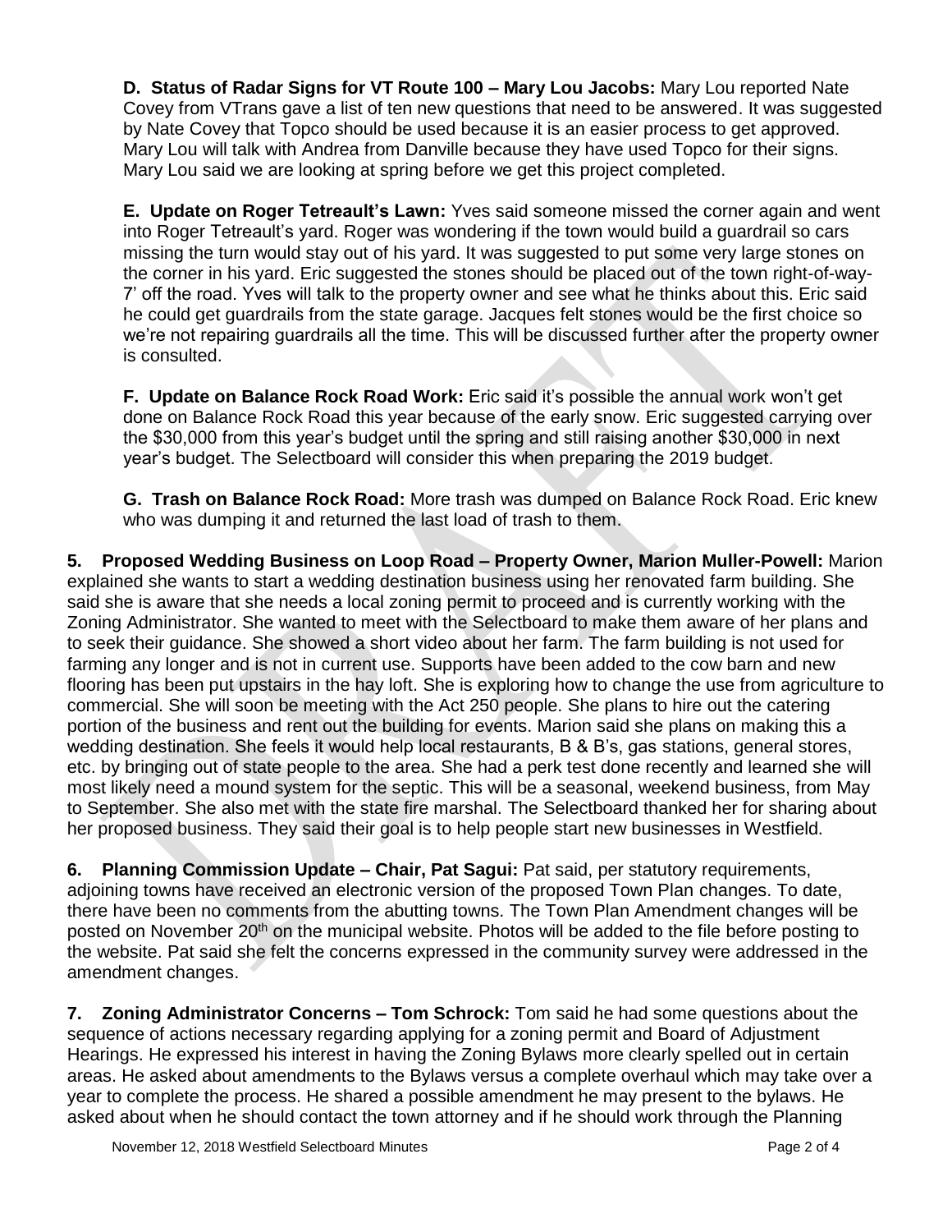**D. Status of Radar Signs for VT Route 100 – Mary Lou Jacobs:** Mary Lou reported Nate Covey from VTrans gave a list of ten new questions that need to be answered. It was suggested by Nate Covey that Topco should be used because it is an easier process to get approved. Mary Lou will talk with Andrea from Danville because they have used Topco for their signs. Mary Lou said we are looking at spring before we get this project completed.

**E. Update on Roger Tetreault's Lawn:** Yves said someone missed the corner again and went into Roger Tetreault's yard. Roger was wondering if the town would build a guardrail so cars missing the turn would stay out of his yard. It was suggested to put some very large stones on the corner in his yard. Eric suggested the stones should be placed out of the town right-of-way-7' off the road. Yves will talk to the property owner and see what he thinks about this. Eric said he could get guardrails from the state garage. Jacques felt stones would be the first choice so we're not repairing guardrails all the time. This will be discussed further after the property owner is consulted.

**F. Update on Balance Rock Road Work:** Eric said it's possible the annual work won't get done on Balance Rock Road this year because of the early snow. Eric suggested carrying over the $30,000 from this year's budget until the spring and still raising another $30,000 in next year's budget. The Selectboard will consider this when preparing the 2019 budget.

**G. Trash on Balance Rock Road:** More trash was dumped on Balance Rock Road. Eric knew who was dumping it and returned the last load of trash to them.

**5. Proposed Wedding Business on Loop Road – Property Owner, Marion Muller-Powell:** Marion explained she wants to start a wedding destination business using her renovated farm building. She said she is aware that she needs a local zoning permit to proceed and is currently working with the Zoning Administrator. She wanted to meet with the Selectboard to make them aware of her plans and to seek their guidance. She showed a short video about her farm. The farm building is not used for farming any longer and is not in current use. Supports have been added to the cow barn and new flooring has been put upstairs in the hay loft. She is exploring how to change the use from agriculture to commercial. She will soon be meeting with the Act 250 people. She plans to hire out the catering portion of the business and rent out the building for events. Marion said she plans on making this a wedding destination. She feels it would help local restaurants, B & B's, gas stations, general stores, etc. by bringing out of state people to the area. She had a perk test done recently and learned she will most likely need a mound system for the septic. This will be a seasonal, weekend business, from May to September. She also met with the state fire marshal. The Selectboard thanked her for sharing about her proposed business. They said their goal is to help people start new businesses in Westfield.

**6. Planning Commission Update – Chair, Pat Sagui:** Pat said, per statutory requirements, adjoining towns have received an electronic version of the proposed Town Plan changes. To date, there have been no comments from the abutting towns. The Town Plan Amendment changes will be posted on November 20th on the municipal website. Photos will be added to the file before posting to the website. Pat said she felt the concerns expressed in the community survey were addressed in the amendment changes.

**7. Zoning Administrator Concerns – Tom Schrock:** Tom said he had some questions about the sequence of actions necessary regarding applying for a zoning permit and Board of Adjustment Hearings. He expressed his interest in having the Zoning Bylaws more clearly spelled out in certain areas. He asked about amendments to the Bylaws versus a complete overhaul which may take over a year to complete the process. He shared a possible amendment he may present to the bylaws. He asked about when he should contact the town attorney and if he should work through the Planning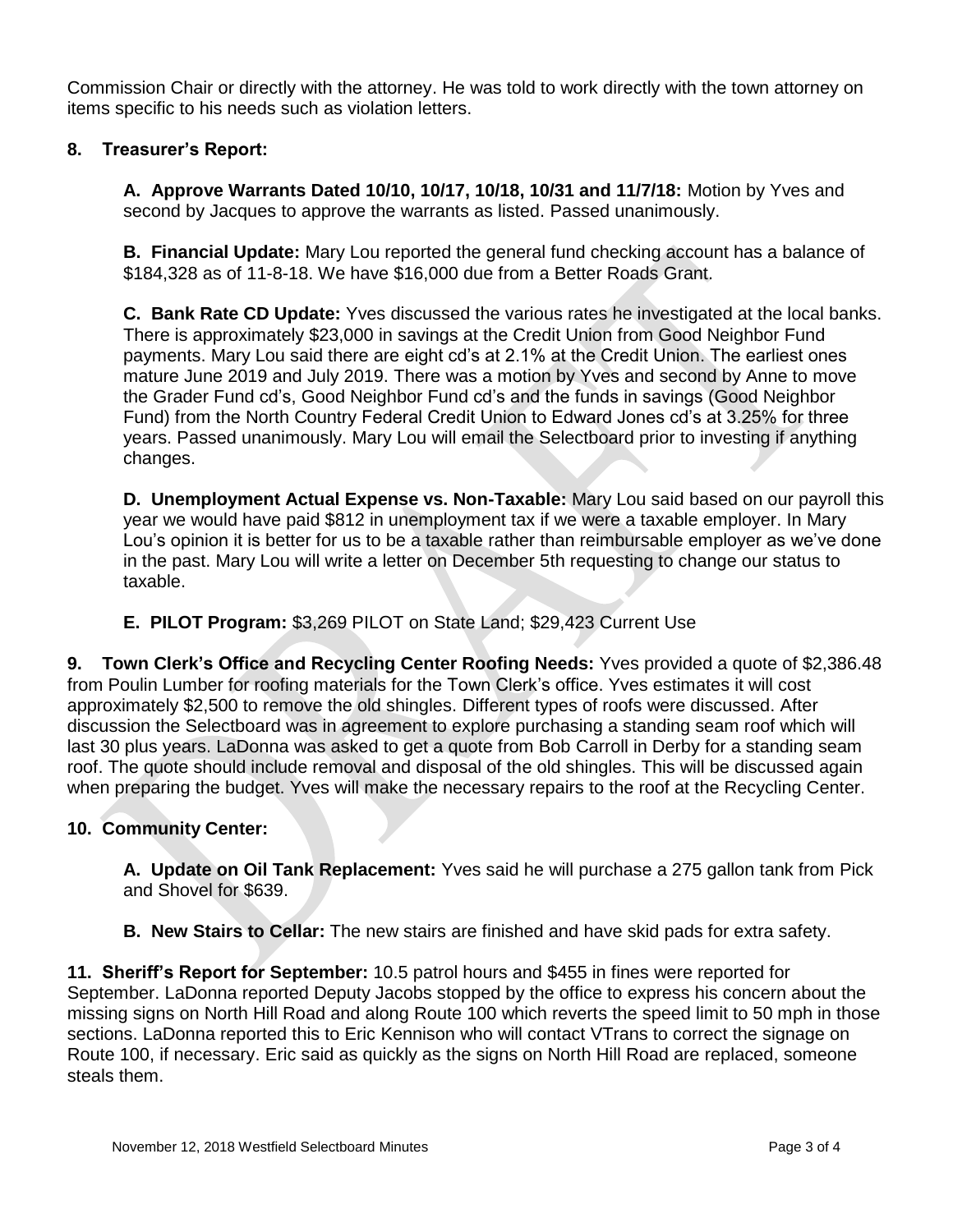Commission Chair or directly with the attorney. He was told to work directly with the town attorney on items specific to his needs such as violation letters.

## 8. Treasurer's Report:

**A. Approve Warrants Dated 10/10, 10/17, 10/18, 10/31 and 11/7/18:** Motion by Yves and second by Jacques to approve the warrants as listed. Passed unanimously.

**B. Financial Update:** Mary Lou reported the general fund checking account has a balance of $184,328 as of 11-8-18. We have $16,000 due from a Better Roads Grant.

**C. Bank Rate CD Update:** Yves discussed the various rates he investigated at the local banks. There is approximately $23,000 in savings at the Credit Union from Good Neighbor Fund payments. Mary Lou said there are eight cd's at 2.1% at the Credit Union. The earliest ones mature June 2019 and July 2019. There was a motion by Yves and second by Anne to move the Grader Fund cd's, Good Neighbor Fund cd's and the funds in savings (Good Neighbor Fund) from the North Country Federal Credit Union to Edward Jones cd's at 3.25% for three years. Passed unanimously. Mary Lou will email the Selectboard prior to investing if anything changes.

**D. Unemployment Actual Expense vs. Non-Taxable:** Mary Lou said based on our payroll this year we would have paid $812 in unemployment tax if we were a taxable employer. In Mary Lou's opinion it is better for us to be a taxable rather than reimbursable employer as we've done in the past. Mary Lou will write a letter on December 5th requesting to change our status to taxable.

**E. PILOT Program:** $3,269 PILOT on State Land; $29,423 Current Use

**9. Town Clerk's Office and Recycling Center Roofing Needs:** Yves provided a quote of $2,386.48 from Poulin Lumber for roofing materials for the Town Clerk's office. Yves estimates it will cost approximately $2,500 to remove the old shingles. Different types of roofs were discussed. After discussion the Selectboard was in agreement to explore purchasing a standing seam roof which will last 30 plus years. LaDonna was asked to get a quote from Bob Carroll in Derby for a standing seam roof. The quote should include removal and disposal of the old shingles. This will be discussed again when preparing the budget. Yves will make the necessary repairs to the roof at the Recycling Center.

## 10. Community Center:

**A. Update on Oil Tank Replacement:** Yves said he will purchase a 275 gallon tank from Pick and Shovel for $639.

**B. New Stairs to Cellar:** The new stairs are finished and have skid pads for extra safety.

**11. Sheriff's Report for September:** 10.5 patrol hours and $455 in fines were reported for September. LaDonna reported Deputy Jacobs stopped by the office to express his concern about the missing signs on North Hill Road and along Route 100 which reverts the speed limit to 50 mph in those sections. LaDonna reported this to Eric Kennison who will contact VTrans to correct the signage on Route 100, if necessary. Eric said as quickly as the signs on North Hill Road are replaced, someone steals them.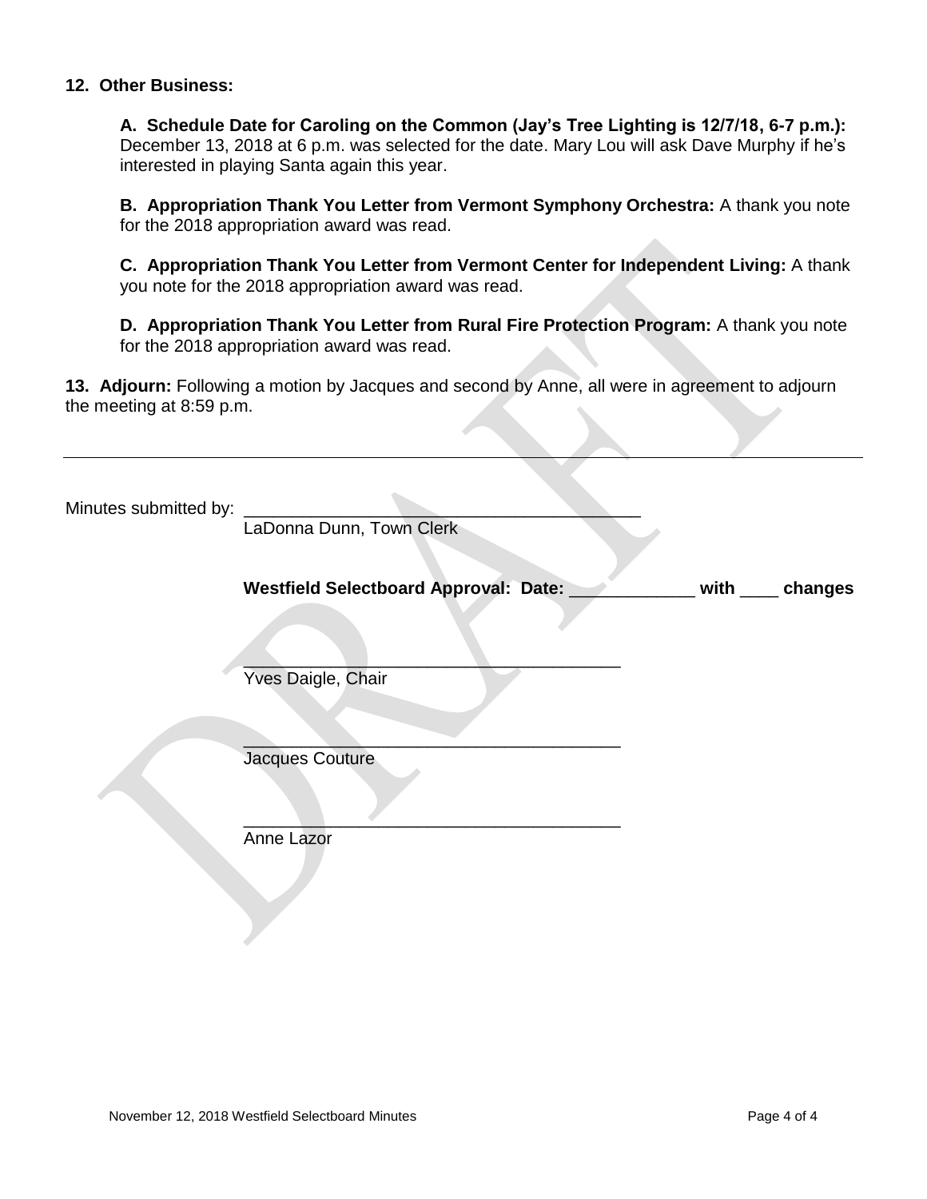**12. Other Business:**

**A. Schedule Date for Caroling on the Common (Jay's Tree Lighting is 12/7/18, 6-7 p.m.):** December 13, 2018 at 6 p.m. was selected for the date. Mary Lou will ask Dave Murphy if he's interested in playing Santa again this year.

**B. Appropriation Thank You Letter from Vermont Symphony Orchestra:** A thank you note for the 2018 appropriation award was read.

**C. Appropriation Thank You Letter from Vermont Center for Independent Living:** A thank you note for the 2018 appropriation award was read.

**D. Appropriation Thank You Letter from Rural Fire Protection Program:** A thank you note for the 2018 appropriation award was read.

**13. Adjourn:** Following a motion by Jacques and second by Anne, all were in agreement to adjourn the meeting at 8:59 p.m.

---

Minutes submitted by: \_\_\_\_\_\_\_\_\_\_\_\_\_\_\_\_\_\_\_\_\_\_\_\_\_\_\_\_\_\_\_\_\_\_\_\_\_\_\_\_
LaDonna Dunn, Town Clerk

**Westfield Selectboard Approval: Date: \_\_\_\_\_\_\_\_\_\_\_\_\_ with \_\_\_\_ changes**

\_\_\_\_\_\_\_\_\_\_\_\_\_\_\_\_\_\_\_\_\_\_\_\_\_\_\_\_\_\_\_\_\_\_\_\_\_\_\_\_
Yves Daigle, Chair

\_\_\_\_\_\_\_\_\_\_\_\_\_\_\_\_\_\_\_\_\_\_\_\_\_\_\_\_\_\_\_\_\_\_\_\_\_\_\_\_
Jacques Couture

\_\_\_\_\_\_\_\_\_\_\_\_\_\_\_\_\_\_\_\_\_\_\_\_\_\_\_\_\_\_\_\_\_\_\_\_\_\_\_\_
Anne Lazor